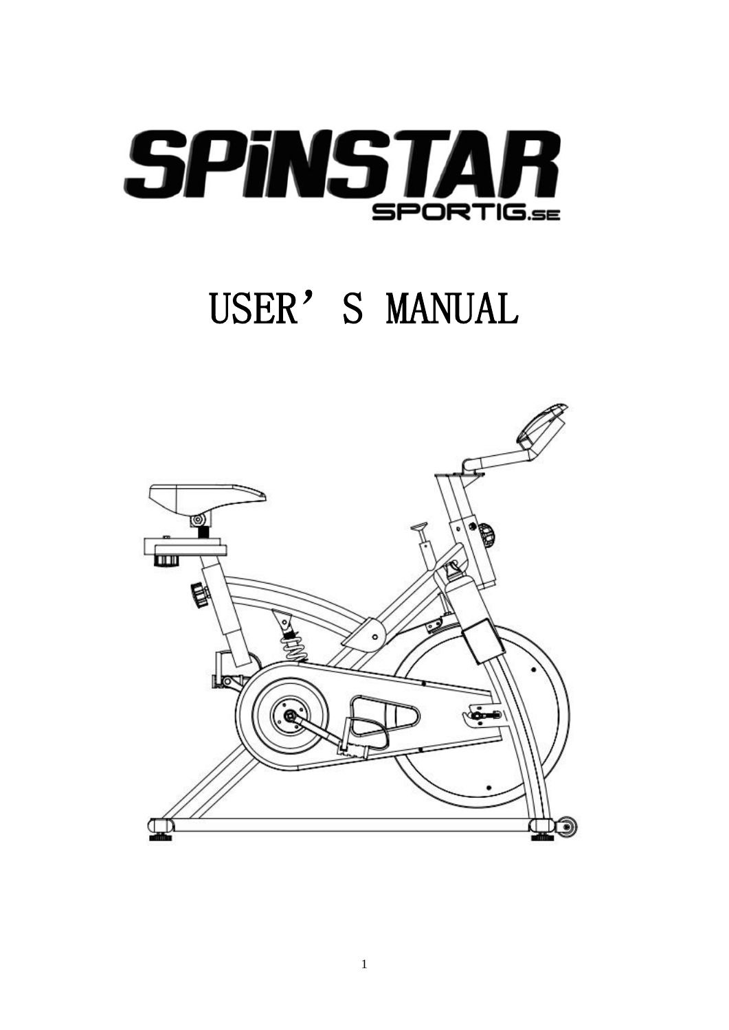# SPiNSTAR

SPORTIG.SE

# USER'S MANUAL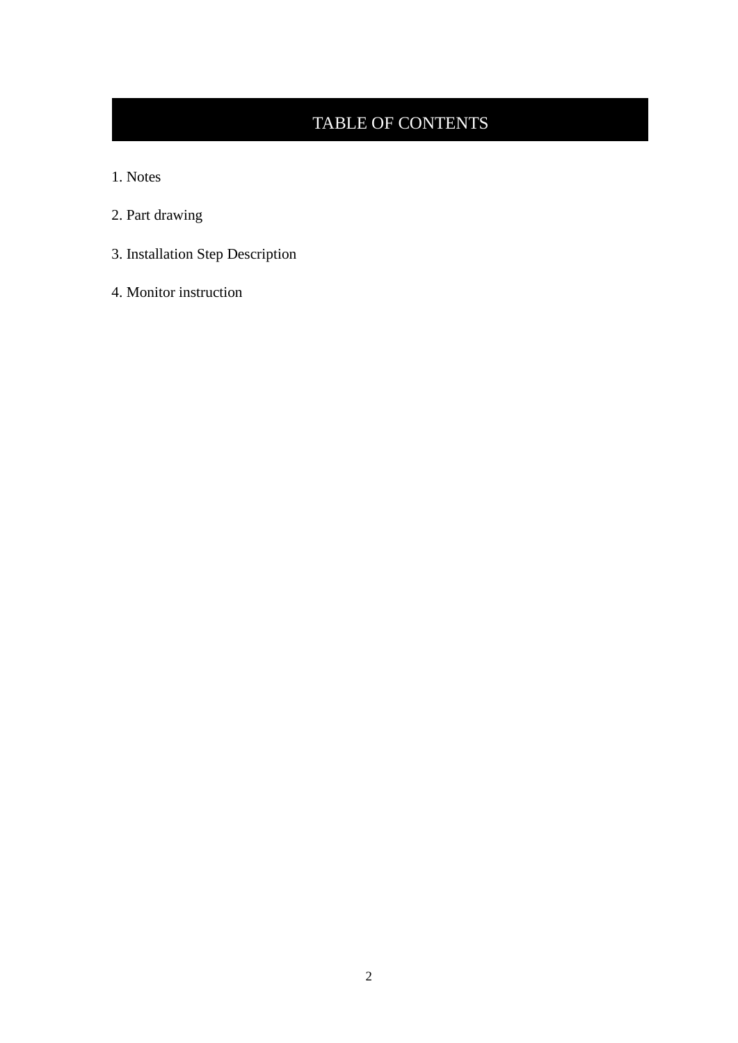# TABLE OF CONTENTS

1. Notes

2. Part drawing

3. Installation Step Description

4. Monitor instruction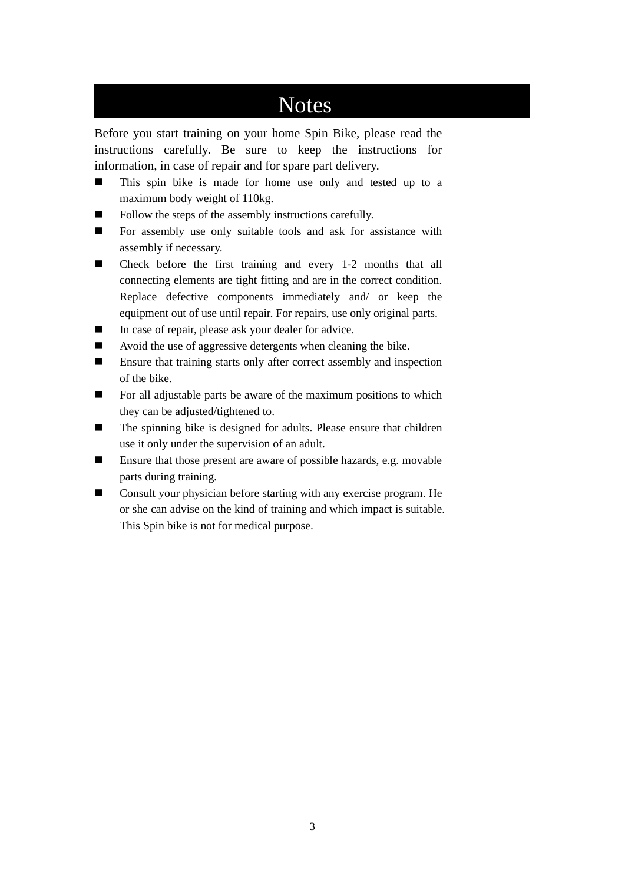# Notes

Before you start training on your home Spin Bike, please read the instructions carefully. Be sure to keep the instructions for information, in case of repair and for spare part delivery.

- This spin bike is made for home use only and tested up to a maximum body weight of 110kg.
- Follow the steps of the assembly instructions carefully.
- For assembly use only suitable tools and ask for assistance with assembly if necessary.
- Check before the first training and every 1-2 months that all connecting elements are tight fitting and are in the correct condition. Replace defective components immediately and/ or keep the equipment out of use until repair. For repairs, use only original parts.
- In case of repair, please ask your dealer for advice.
- Avoid the use of aggressive detergents when cleaning the bike.
- Ensure that training starts only after correct assembly and inspection of the bike.
- For all adjustable parts be aware of the maximum positions to which they can be adjusted/tightened to.
- The spinning bike is designed for adults. Please ensure that children use it only under the supervision of an adult.
- Ensure that those present are aware of possible hazards, e.g. movable parts during training.
- Consult your physician before starting with any exercise program. He or she can advise on the kind of training and which impact is suitable. This Spin bike is not for medical purpose.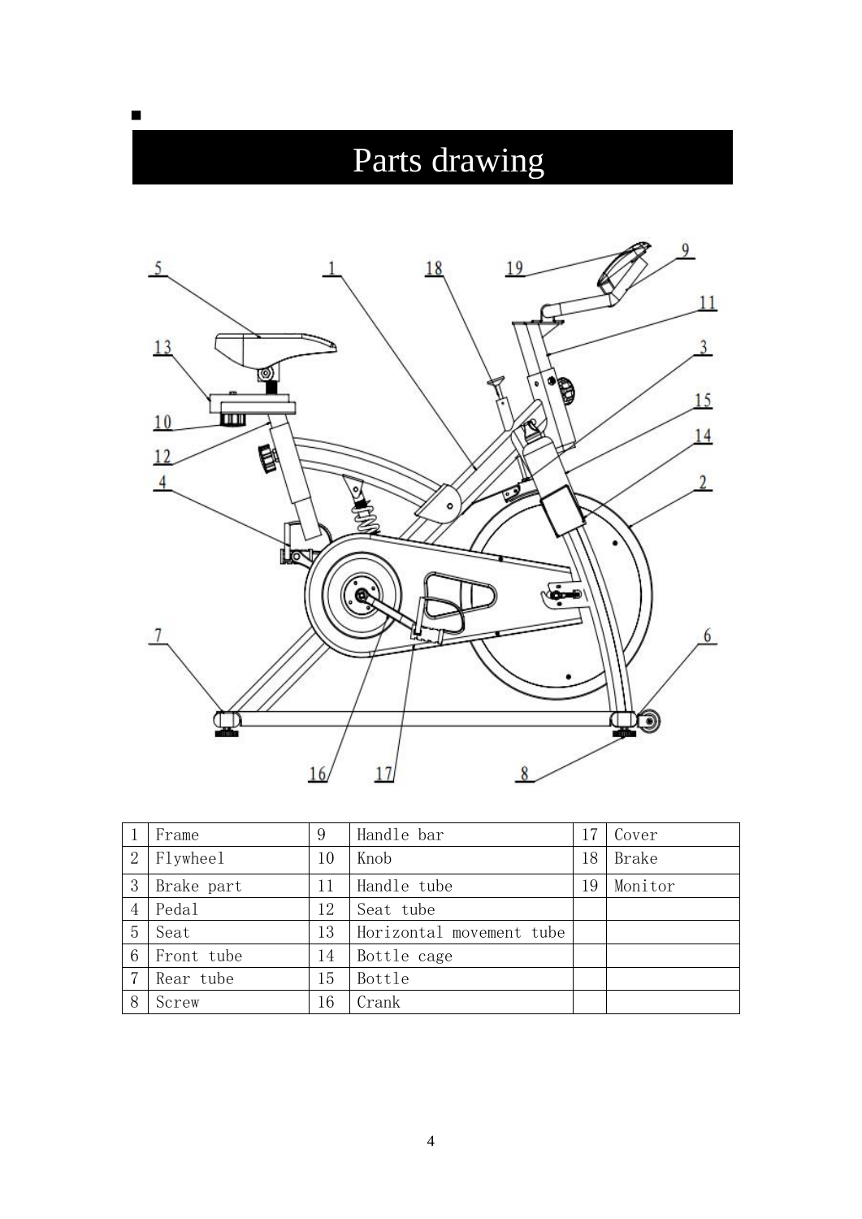# Parts drawing

| 1 | Frame | 9 | Handle bar | 17 | Cover |
|---|---|---|---|---|---|
| 2 | Flywheel | 10 | Knob | 18 | Brake |
| 3 | Brake part | 11 | Handle tube | 19 | Monitor |
| 4 | Pedal | 12 | Seat tube | | |
| 5 | Seat | 13 | Horizontal movement tube | | |
| 6 | Front tube | 14 | Bottle cage | | |
| 7 | Rear tube | 15 | Bottle | | |
| 8 | Screw | 16 | Crank | | |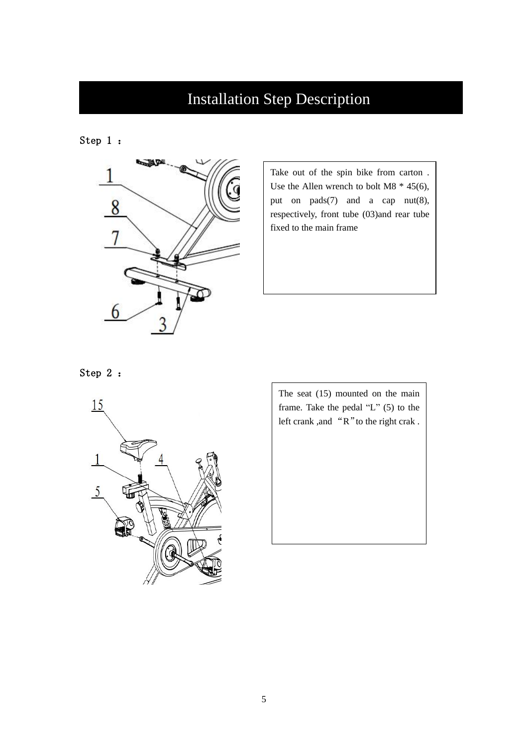# Installation Step Description

Step 1 :

Take out of the spin bike from carton . Use the Allen wrench to bolt M8 * 45(6), put on pads(7) and a cap nut(8), respectively, front tube (03)and rear tube fixed to the main frame

Step 2 :

The seat (15) mounted on the main frame. Take the pedal “L” (5) to the left crank ,and “R”to the right crak .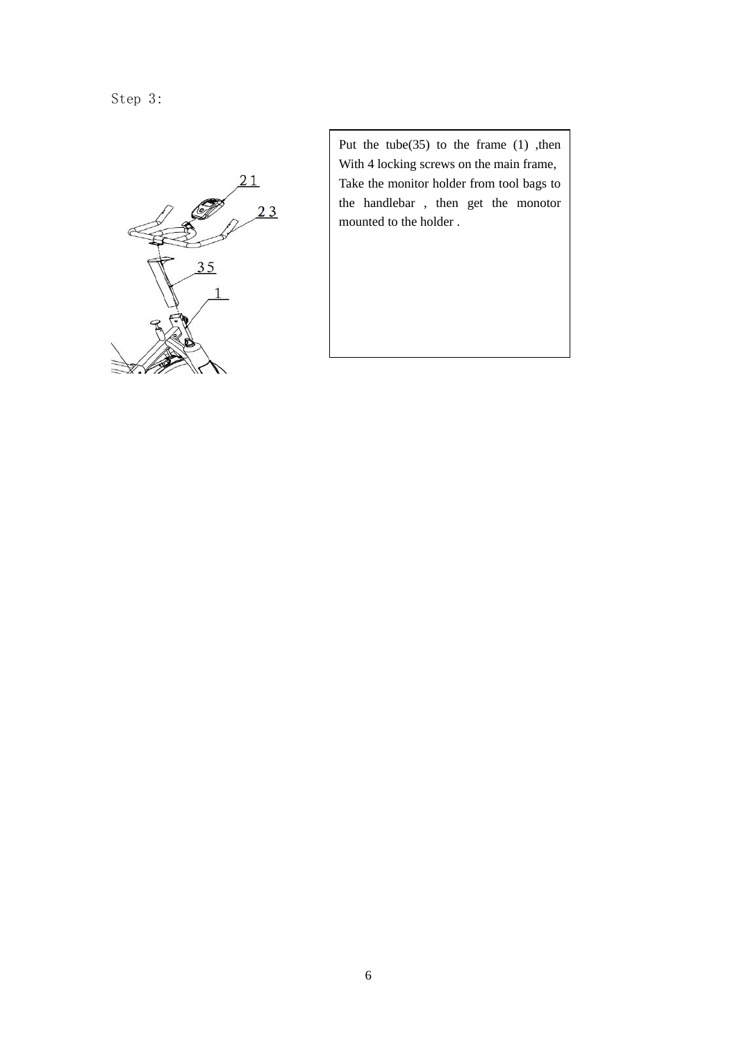Step 3:

21

23

35

1

Put the tube(35) to the frame (1) ,then With 4 locking screws on the main frame, Take the monitor holder from tool bags to the handlebar , then get the monotor mounted to the holder .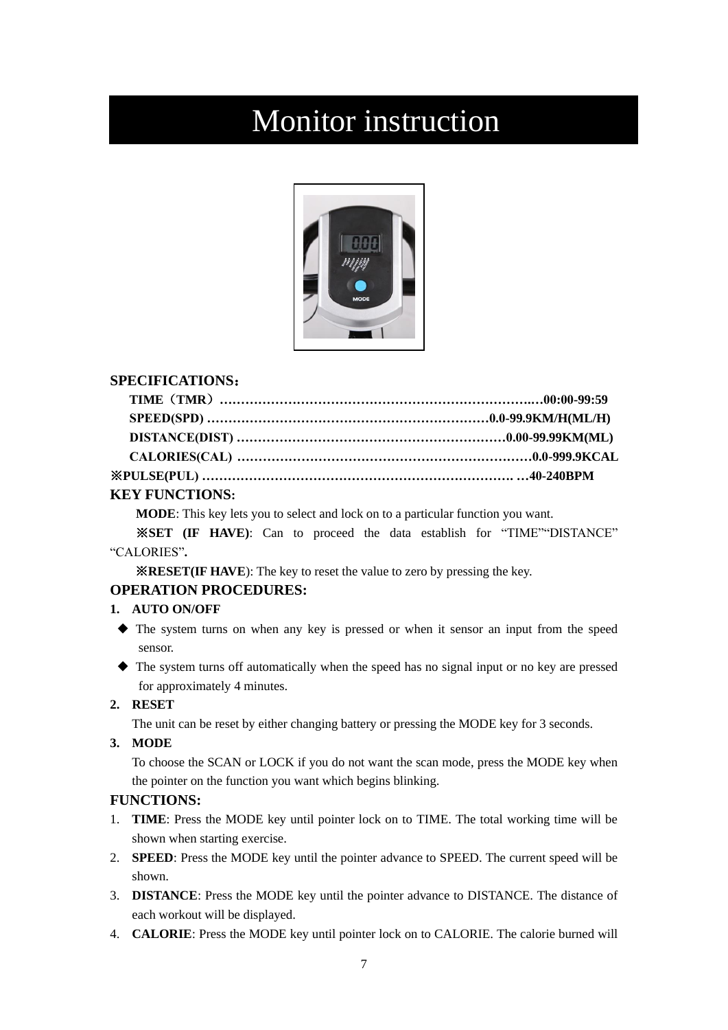᠎# Monitor instruction

**SPECIFICATIONS：**

**TIME（TMR）……………………………………………………………….…00:00-99:59**
**SPEED(SPD) …………………………………………………………0.0-99.9KM/H(ML/H)**
**DISTANCE(DIST) ………………………………………………………0.00-99.99KM(ML)**
**CALORIES(CAL) ……………………………………………………………0.0-999.9KCAL**
**※PULSE(PUL) …………………………………………………………………. …40-240BPM**

**KEY FUNCTIONS:**

**MODE**: This key lets you to select and lock on to a particular function you want.

**※SET (IF HAVE)**: Can to proceed the data establish for "TIME""DISTANCE" "CALORIES"**.**

**※RESET(IF HAVE**): The key to reset the value to zero by pressing the key.

**OPERATION PROCEDURES:**

1. **AUTO ON/OFF**
   - The system turns on when any key is pressed or when it sensor an input from the speed sensor.
   - The system turns off automatically when the speed has no signal input or no key are pressed for approximately 4 minutes.
2. **RESET**
   The unit can be reset by either changing battery or pressing the MODE key for 3 seconds.
3. **MODE**
   To choose the SCAN or LOCK if you do not want the scan mode, press the MODE key when the pointer on the function you want which begins blinking.

**FUNCTIONS:**

1. **TIME**: Press the MODE key until pointer lock on to TIME. The total working time will be shown when starting exercise.
2. **SPEED**: Press the MODE key until the pointer advance to SPEED. The current speed will be shown.
3. **DISTANCE**: Press the MODE key until the pointer advance to DISTANCE. The distance of each workout will be displayed.
4. **CALORIE**: Press the MODE key until pointer lock on to CALORIE. The calorie burned will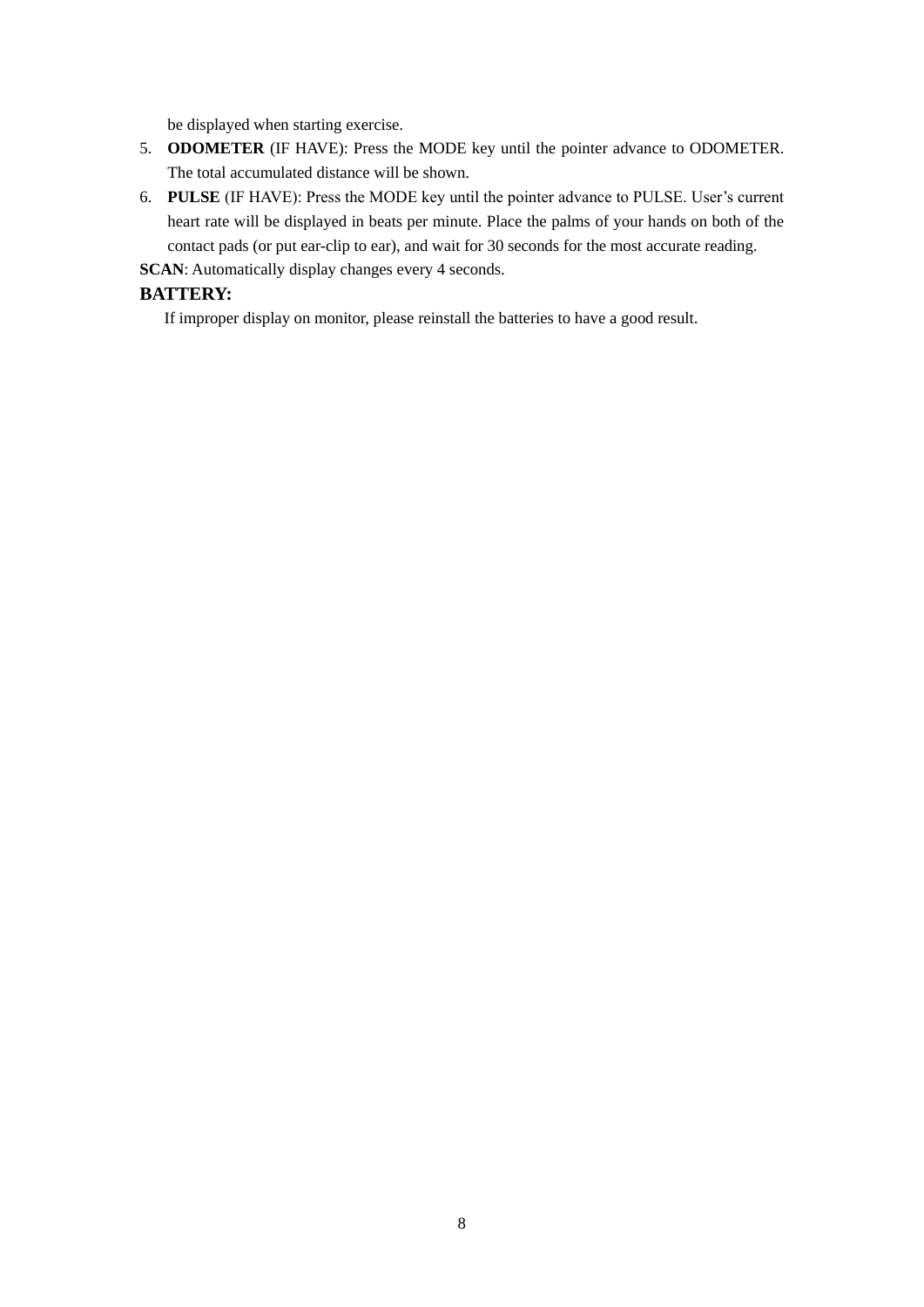be displayed when starting exercise.

5. **ODOMETER** (IF HAVE): Press the MODE key until the pointer advance to ODOMETER. The total accumulated distance will be shown.
6. **PULSE** (IF HAVE): Press the MODE key until the pointer advance to PULSE. User's current heart rate will be displayed in beats per minute. Place the palms of your hands on both of the contact pads (or put ear-clip to ear), and wait for 30 seconds for the most accurate reading.

**SCAN**: Automatically display changes every 4 seconds.

**BATTERY:**

If improper display on monitor, please reinstall the batteries to have a good result.